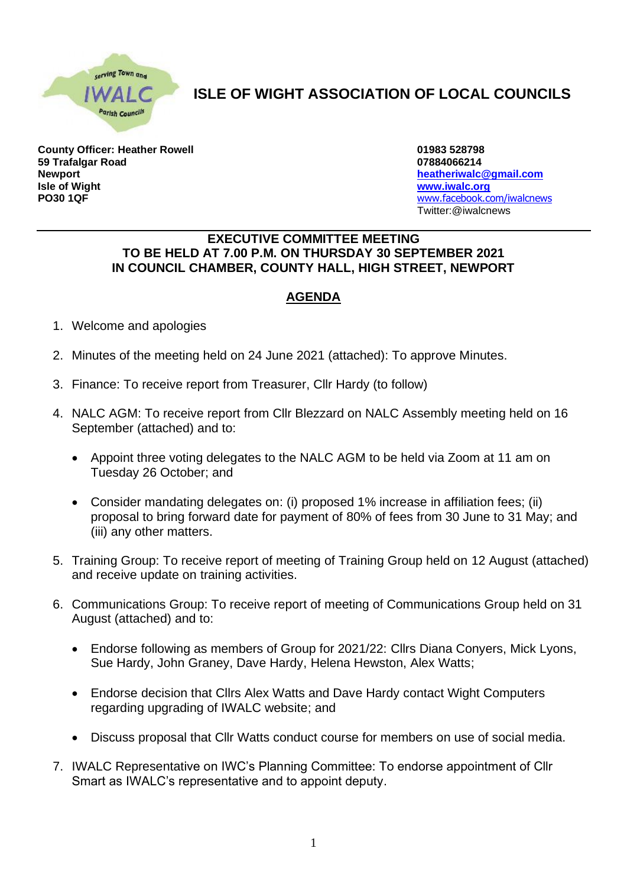# ISLE OF WIGHT ASSOCIATION OF LOCAL COUNCILS

**County Officer: Heather Rowell**
**59 Trafalgar Road**
**Newport**
**Isle of Wight**
**PO30 1QF**

**01983 528798**
**07884066214**
**heatheriwalc@gmail.com**
**www.iwalc.org**
www.facebook.com/iwalcnews
Twitter:@iwalcnews

---

**EXECUTIVE COMMITTEE MEETING**
**TO BE HELD AT 7.00 P.M. ON THURSDAY 30 SEPTEMBER 2021**
**IN COUNCIL CHAMBER, COUNTY HALL, HIGH STREET, NEWPORT**

## AGENDA

1. Welcome and apologies

2. Minutes of the meeting held on 24 June 2021 (attached): To approve Minutes.

3. Finance: To receive report from Treasurer, Cllr Hardy (to follow)

4. NALC AGM: To receive report from Cllr Blezzard on NALC Assembly meeting held on 16 September (attached) and to:

   - Appoint three voting delegates to the NALC AGM to be held via Zoom at 11 am on Tuesday 26 October; and

   - Consider mandating delegates on: (i) proposed 1% increase in affiliation fees; (ii) proposal to bring forward date for payment of 80% of fees from 30 June to 31 May; and (iii) any other matters.

5. Training Group: To receive report of meeting of Training Group held on 12 August (attached) and receive update on training activities.

6. Communications Group: To receive report of meeting of Communications Group held on 31 August (attached) and to:

   - Endorse following as members of Group for 2021/22: Cllrs Diana Conyers, Mick Lyons, Sue Hardy, John Graney, Dave Hardy, Helena Hewston, Alex Watts;

   - Endorse decision that Cllrs Alex Watts and Dave Hardy contact Wight Computers regarding upgrading of IWALC website; and

   - Discuss proposal that Cllr Watts conduct course for members on use of social media.

7. IWALC Representative on IWC's Planning Committee: To endorse appointment of Cllr Smart as IWALC's representative and to appoint deputy.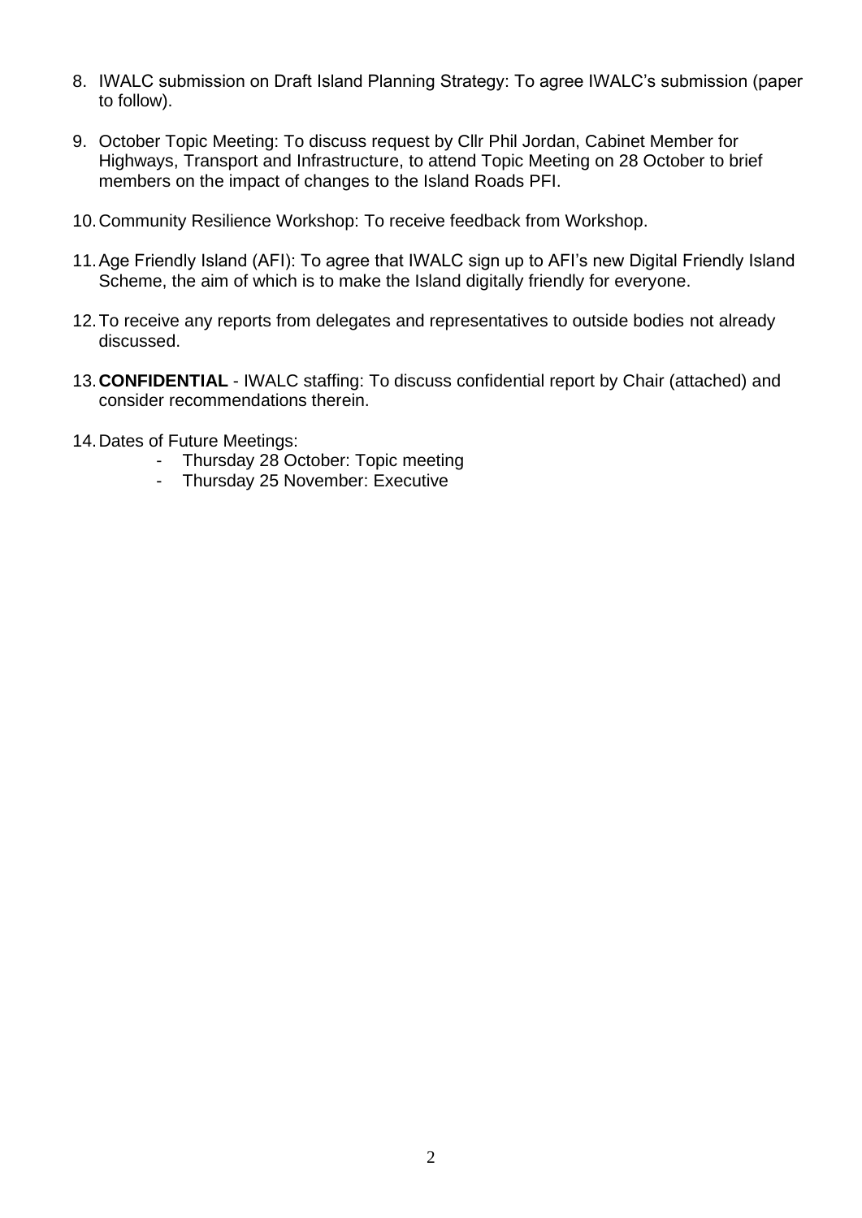8. IWALC submission on Draft Island Planning Strategy: To agree IWALC's submission (paper to follow).

9. October Topic Meeting: To discuss request by Cllr Phil Jordan, Cabinet Member for Highways, Transport and Infrastructure, to attend Topic Meeting on 28 October to brief members on the impact of changes to the Island Roads PFI.

10. Community Resilience Workshop: To receive feedback from Workshop.

11. Age Friendly Island (AFI): To agree that IWALC sign up to AFI's new Digital Friendly Island Scheme, the aim of which is to make the Island digitally friendly for everyone.

12. To receive any reports from delegates and representatives to outside bodies not already discussed.

13. **CONFIDENTIAL** - IWALC staffing: To discuss confidential report by Chair (attached) and consider recommendations therein.

14. Dates of Future Meetings:
    - Thursday 28 October: Topic meeting
    - Thursday 25 November: Executive